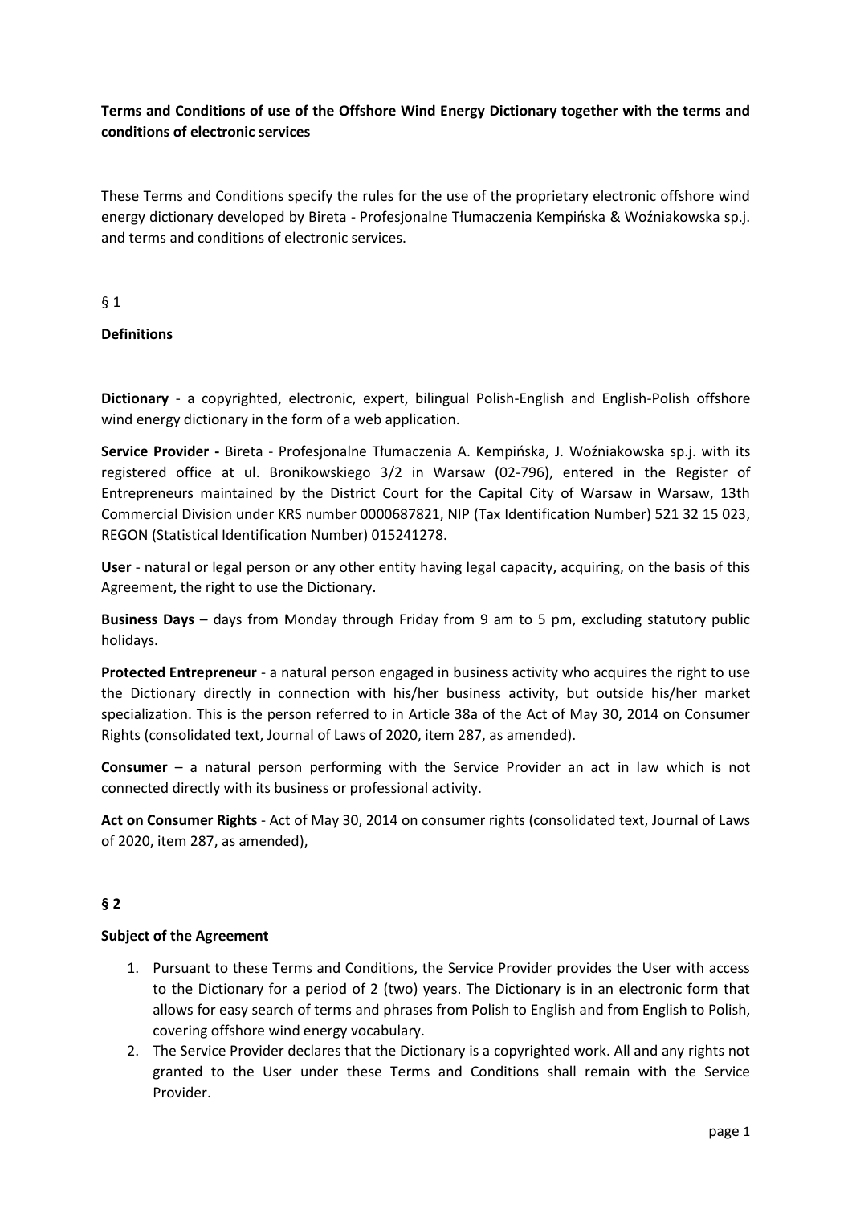**Terms and Conditions of use of the Offshore Wind Energy Dictionary together with the terms and conditions of electronic services**

These Terms and Conditions specify the rules for the use of the proprietary electronic offshore wind energy dictionary developed by Bireta - Profesjonalne Tłumaczenia Kempińska & Woźniakowska sp.j. and terms and conditions of electronic services.

§ 1

**Definitions**

**Dictionary** - a copyrighted, electronic, expert, bilingual Polish-English and English-Polish offshore wind energy dictionary in the form of a web application.

**Service Provider -** Bireta - Profesjonalne Tłumaczenia A. Kempińska, J. Woźniakowska sp.j. with its registered office at ul. Bronikowskiego 3/2 in Warsaw (02-796), entered in the Register of Entrepreneurs maintained by the District Court for the Capital City of Warsaw in Warsaw, 13th Commercial Division under KRS number 0000687821, NIP (Tax Identification Number) 521 32 15 023, REGON (Statistical Identification Number) 015241278.

**User** - natural or legal person or any other entity having legal capacity, acquiring, on the basis of this Agreement, the right to use the Dictionary.

**Business Days** – days from Monday through Friday from 9 am to 5 pm, excluding statutory public holidays.

**Protected Entrepreneur** - a natural person engaged in business activity who acquires the right to use the Dictionary directly in connection with his/her business activity, but outside his/her market specialization. This is the person referred to in Article 38a of the Act of May 30, 2014 on Consumer Rights (consolidated text, Journal of Laws of 2020, item 287, as amended).

**Consumer** – a natural person performing with the Service Provider an act in law which is not connected directly with its business or professional activity.

**Act on Consumer Rights** - Act of May 30, 2014 on consumer rights (consolidated text, Journal of Laws of 2020, item 287, as amended),

**§ 2**

**Subject of the Agreement**

1. Pursuant to these Terms and Conditions, the Service Provider provides the User with access to the Dictionary for a period of 2 (two) years. The Dictionary is in an electronic form that allows for easy search of terms and phrases from Polish to English and from English to Polish, covering offshore wind energy vocabulary.
2. The Service Provider declares that the Dictionary is a copyrighted work. All and any rights not granted to the User under these Terms and Conditions shall remain with the Service Provider.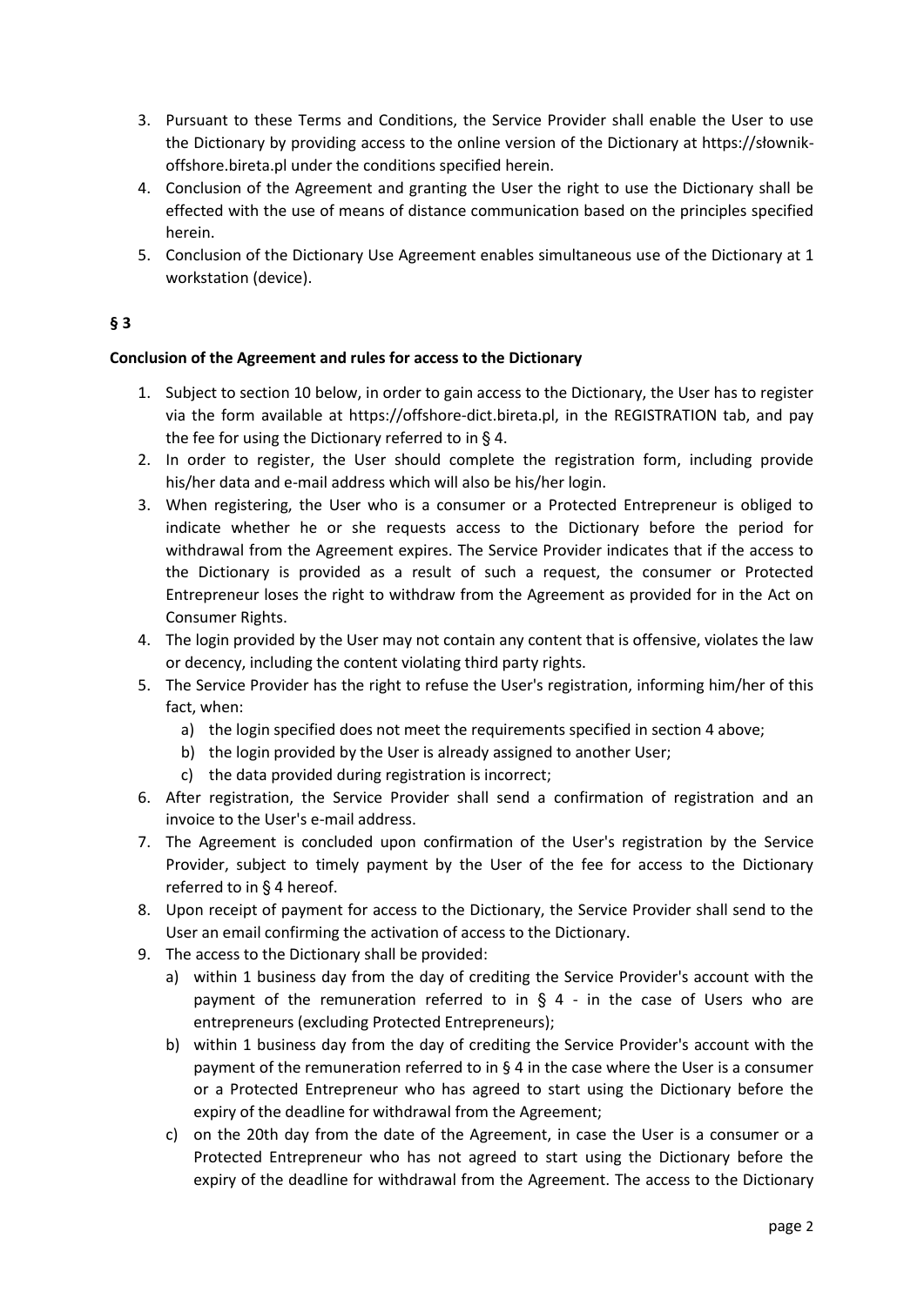3. Pursuant to these Terms and Conditions, the Service Provider shall enable the User to use the Dictionary by providing access to the online version of the Dictionary at https://słownik-offshore.bireta.pl under the conditions specified herein.
4. Conclusion of the Agreement and granting the User the right to use the Dictionary shall be effected with the use of means of distance communication based on the principles specified herein.
5. Conclusion of the Dictionary Use Agreement enables simultaneous use of the Dictionary at 1 workstation (device).

**§ 3**

**Conclusion of the Agreement and rules for access to the Dictionary**

1. Subject to section 10 below, in order to gain access to the Dictionary, the User has to register via the form available at https://offshore-dict.bireta.pl, in the REGISTRATION tab, and pay the fee for using the Dictionary referred to in § 4.
2. In order to register, the User should complete the registration form, including provide his/her data and e-mail address which will also be his/her login.
3. When registering, the User who is a consumer or a Protected Entrepreneur is obliged to indicate whether he or she requests access to the Dictionary before the period for withdrawal from the Agreement expires. The Service Provider indicates that if the access to the Dictionary is provided as a result of such a request, the consumer or Protected Entrepreneur loses the right to withdraw from the Agreement as provided for in the Act on Consumer Rights.
4. The login provided by the User may not contain any content that is offensive, violates the law or decency, including the content violating third party rights.
5. The Service Provider has the right to refuse the User's registration, informing him/her of this fact, when:
   a) the login specified does not meet the requirements specified in section 4 above;
   b) the login provided by the User is already assigned to another User;
   c) the data provided during registration is incorrect;
6. After registration, the Service Provider shall send a confirmation of registration and an invoice to the User's e-mail address.
7. The Agreement is concluded upon confirmation of the User's registration by the Service Provider, subject to timely payment by the User of the fee for access to the Dictionary referred to in § 4 hereof.
8. Upon receipt of payment for access to the Dictionary, the Service Provider shall send to the User an email confirming the activation of access to the Dictionary.
9. The access to the Dictionary shall be provided:
   a) within 1 business day from the day of crediting the Service Provider's account with the payment of the remuneration referred to in § 4 - in the case of Users who are entrepreneurs (excluding Protected Entrepreneurs);
   b) within 1 business day from the day of crediting the Service Provider's account with the payment of the remuneration referred to in § 4 in the case where the User is a consumer or a Protected Entrepreneur who has agreed to start using the Dictionary before the expiry of the deadline for withdrawal from the Agreement;
   c) on the 20th day from the date of the Agreement, in case the User is a consumer or a Protected Entrepreneur who has not agreed to start using the Dictionary before the expiry of the deadline for withdrawal from the Agreement. The access to the Dictionary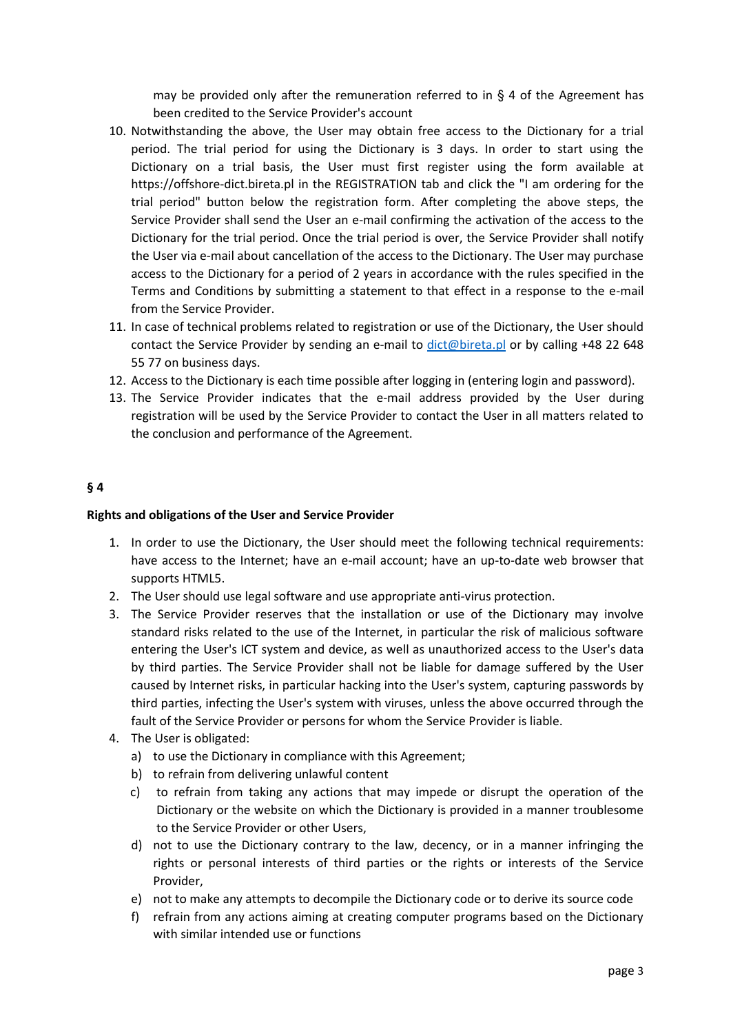may be provided only after the remuneration referred to in § 4 of the Agreement has been credited to the Service Provider's account

10. Notwithstanding the above, the User may obtain free access to the Dictionary for a trial period. The trial period for using the Dictionary is 3 days. In order to start using the Dictionary on a trial basis, the User must first register using the form available at https://offshore-dict.bireta.pl in the REGISTRATION tab and click the "I am ordering for the trial period" button below the registration form. After completing the above steps, the Service Provider shall send the User an e-mail confirming the activation of the access to the Dictionary for the trial period. Once the trial period is over, the Service Provider shall notify the User via e-mail about cancellation of the access to the Dictionary. The User may purchase access to the Dictionary for a period of 2 years in accordance with the rules specified in the Terms and Conditions by submitting a statement to that effect in a response to the e-mail from the Service Provider.
11. In case of technical problems related to registration or use of the Dictionary, the User should contact the Service Provider by sending an e-mail to dict@bireta.pl or by calling +48 22 648 55 77 on business days.
12. Access to the Dictionary is each time possible after logging in (entering login and password).
13. The Service Provider indicates that the e-mail address provided by the User during registration will be used by the Service Provider to contact the User in all matters related to the conclusion and performance of the Agreement.

**§ 4**

**Rights and obligations of the User and Service Provider**

1. In order to use the Dictionary, the User should meet the following technical requirements: have access to the Internet; have an e-mail account; have an up-to-date web browser that supports HTML5.
2. The User should use legal software and use appropriate anti-virus protection.
3. The Service Provider reserves that the installation or use of the Dictionary may involve standard risks related to the use of the Internet, in particular the risk of malicious software entering the User's ICT system and device, as well as unauthorized access to the User's data by third parties. The Service Provider shall not be liable for damage suffered by the User caused by Internet risks, in particular hacking into the User's system, capturing passwords by third parties, infecting the User's system with viruses, unless the above occurred through the fault of the Service Provider or persons for whom the Service Provider is liable.
4. The User is obligated:
   a) to use the Dictionary in compliance with this Agreement;
   b) to refrain from delivering unlawful content
   c) to refrain from taking any actions that may impede or disrupt the operation of the Dictionary or the website on which the Dictionary is provided in a manner troublesome to the Service Provider or other Users,
   d) not to use the Dictionary contrary to the law, decency, or in a manner infringing the rights or personal interests of third parties or the rights or interests of the Service Provider,
   e) not to make any attempts to decompile the Dictionary code or to derive its source code
   f) refrain from any actions aiming at creating computer programs based on the Dictionary with similar intended use or functions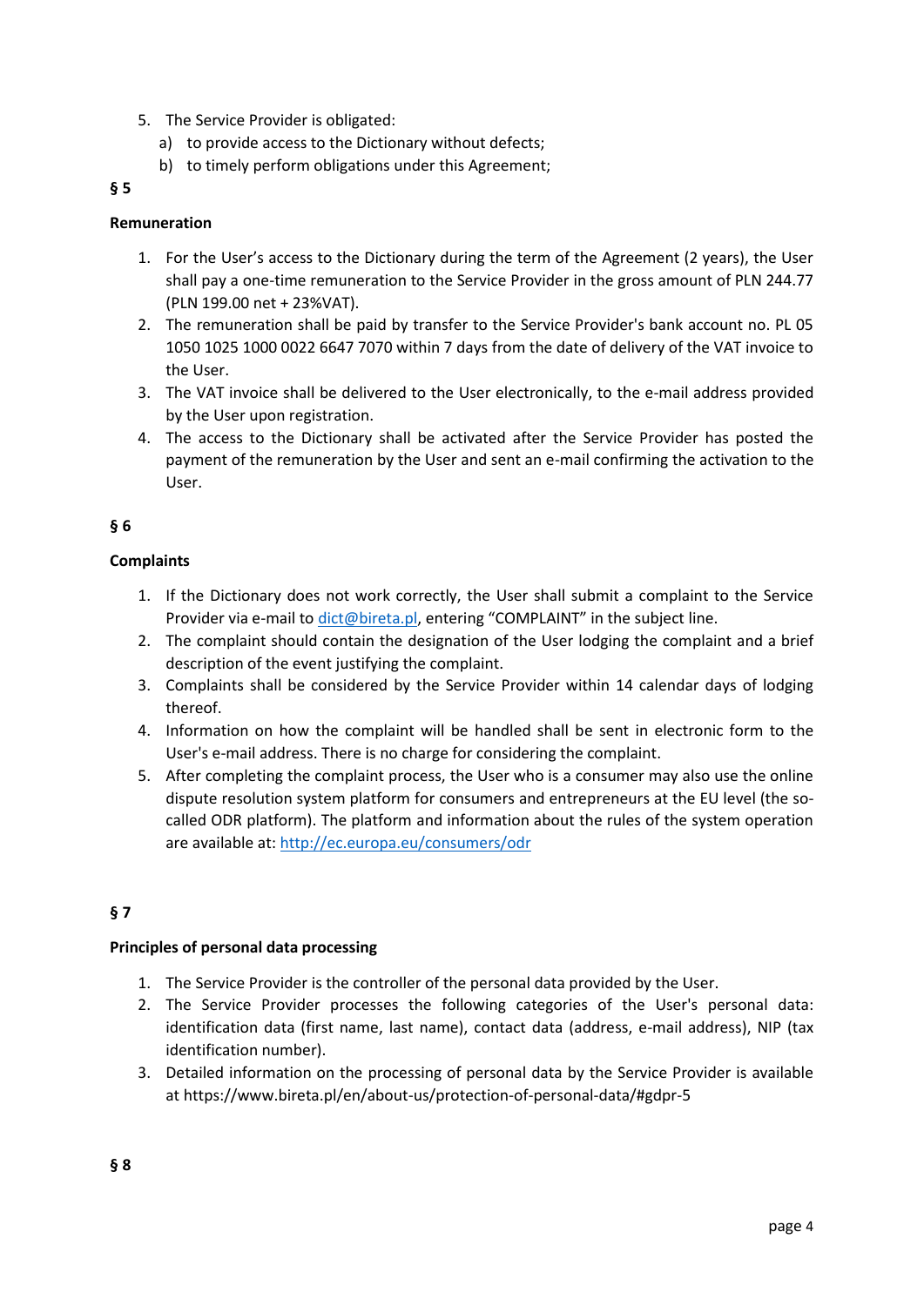5. The Service Provider is obligated:
   a) to provide access to the Dictionary without defects;
   b) to timely perform obligations under this Agreement;

**§ 5**

**Remuneration**

1. For the User's access to the Dictionary during the term of the Agreement (2 years), the User shall pay a one-time remuneration to the Service Provider in the gross amount of PLN 244.77 (PLN 199.00 net + 23%VAT).
2. The remuneration shall be paid by transfer to the Service Provider's bank account no. PL 05 1050 1025 1000 0022 6647 7070 within 7 days from the date of delivery of the VAT invoice to the User.
3. The VAT invoice shall be delivered to the User electronically, to the e-mail address provided by the User upon registration.
4. The access to the Dictionary shall be activated after the Service Provider has posted the payment of the remuneration by the User and sent an e-mail confirming the activation to the User.

**§ 6**

**Complaints**

1. If the Dictionary does not work correctly, the User shall submit a complaint to the Service Provider via e-mail to dict@bireta.pl, entering "COMPLAINT" in the subject line.
2. The complaint should contain the designation of the User lodging the complaint and a brief description of the event justifying the complaint.
3. Complaints shall be considered by the Service Provider within 14 calendar days of lodging thereof.
4. Information on how the complaint will be handled shall be sent in electronic form to the User's e-mail address. There is no charge for considering the complaint.
5. After completing the complaint process, the User who is a consumer may also use the online dispute resolution system platform for consumers and entrepreneurs at the EU level (the so-called ODR platform). The platform and information about the rules of the system operation are available at: http://ec.europa.eu/consumers/odr

**§ 7**

**Principles of personal data processing**

1. The Service Provider is the controller of the personal data provided by the User.
2. The Service Provider processes the following categories of the User's personal data: identification data (first name, last name), contact data (address, e-mail address), NIP (tax identification number).
3. Detailed information on the processing of personal data by the Service Provider is available at https://www.bireta.pl/en/about-us/protection-of-personal-data/#gdpr-5

**§ 8**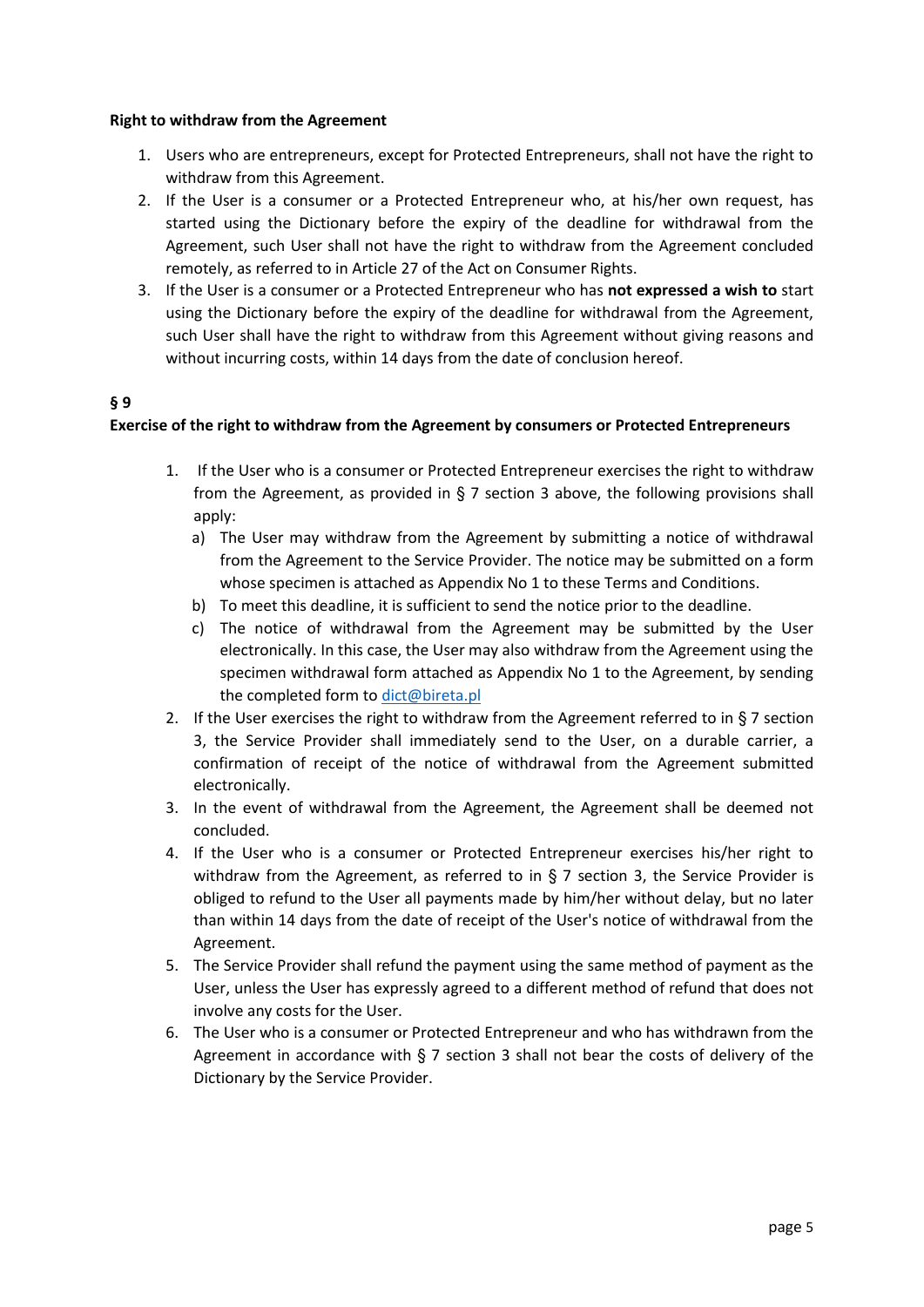**Right to withdraw from the Agreement**

1. Users who are entrepreneurs, except for Protected Entrepreneurs, shall not have the right to withdraw from this Agreement.
2. If the User is a consumer or a Protected Entrepreneur who, at his/her own request, has started using the Dictionary before the expiry of the deadline for withdrawal from the Agreement, such User shall not have the right to withdraw from the Agreement concluded remotely, as referred to in Article 27 of the Act on Consumer Rights.
3. If the User is a consumer or a Protected Entrepreneur who has **not expressed a wish to** start using the Dictionary before the expiry of the deadline for withdrawal from the Agreement, such User shall have the right to withdraw from this Agreement without giving reasons and without incurring costs, within 14 days from the date of conclusion hereof.

**§ 9**

**Exercise of the right to withdraw from the Agreement by consumers or Protected Entrepreneurs**

1. If the User who is a consumer or Protected Entrepreneur exercises the right to withdraw from the Agreement, as provided in § 7 section 3 above, the following provisions shall apply:
   a) The User may withdraw from the Agreement by submitting a notice of withdrawal from the Agreement to the Service Provider. The notice may be submitted on a form whose specimen is attached as Appendix No 1 to these Terms and Conditions.
   b) To meet this deadline, it is sufficient to send the notice prior to the deadline.
   c) The notice of withdrawal from the Agreement may be submitted by the User electronically. In this case, the User may also withdraw from the Agreement using the specimen withdrawal form attached as Appendix No 1 to the Agreement, by sending the completed form to dict@bireta.pl
2. If the User exercises the right to withdraw from the Agreement referred to in § 7 section 3, the Service Provider shall immediately send to the User, on a durable carrier, a confirmation of receipt of the notice of withdrawal from the Agreement submitted electronically.
3. In the event of withdrawal from the Agreement, the Agreement shall be deemed not concluded.
4. If the User who is a consumer or Protected Entrepreneur exercises his/her right to withdraw from the Agreement, as referred to in § 7 section 3, the Service Provider is obliged to refund to the User all payments made by him/her without delay, but no later than within 14 days from the date of receipt of the User's notice of withdrawal from the Agreement.
5. The Service Provider shall refund the payment using the same method of payment as the User, unless the User has expressly agreed to a different method of refund that does not involve any costs for the User.
6. The User who is a consumer or Protected Entrepreneur and who has withdrawn from the Agreement in accordance with § 7 section 3 shall not bear the costs of delivery of the Dictionary by the Service Provider.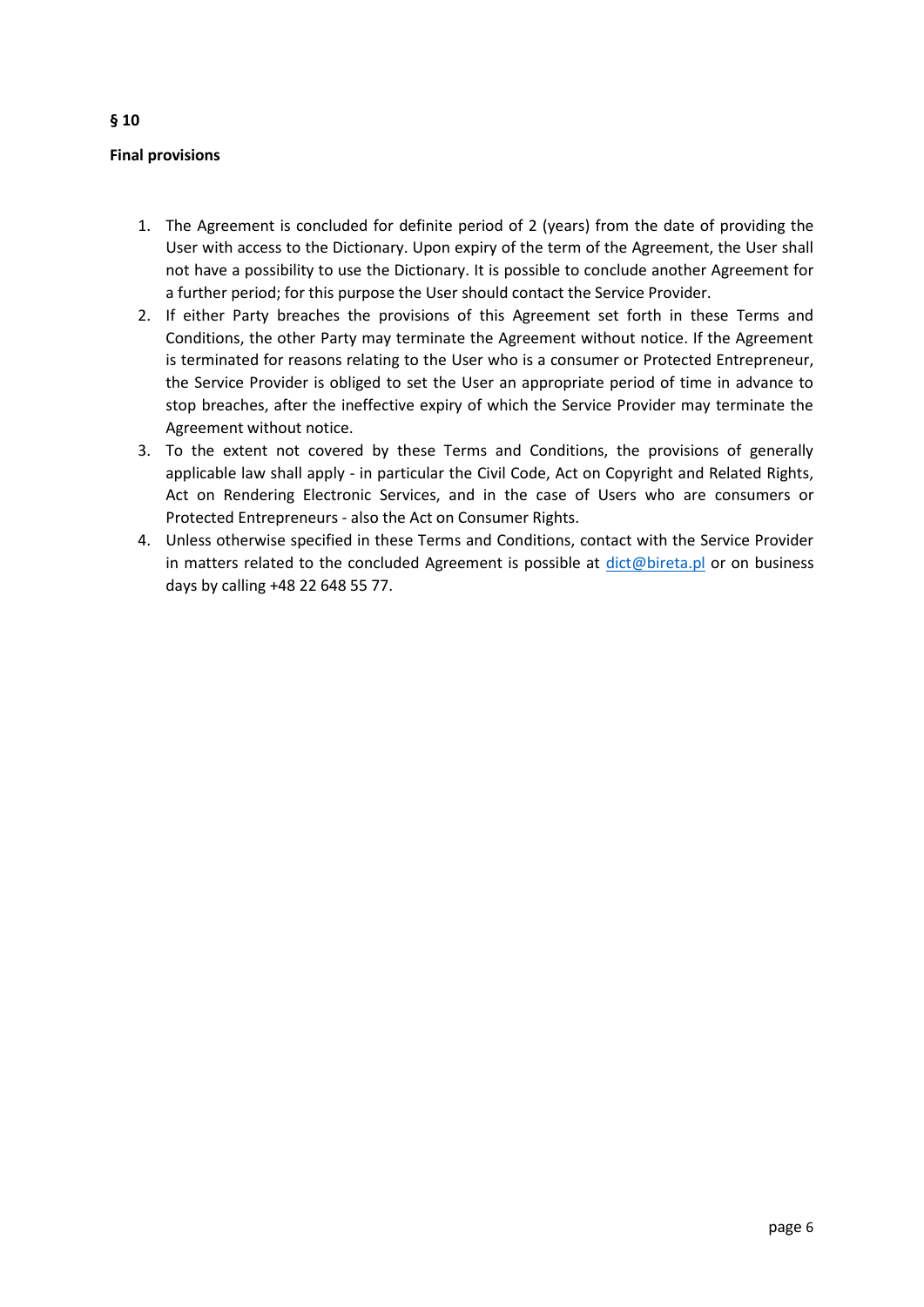**§ 10**

**Final provisions**

1. The Agreement is concluded for definite period of 2 (years) from the date of providing the User with access to the Dictionary. Upon expiry of the term of the Agreement, the User shall not have a possibility to use the Dictionary. It is possible to conclude another Agreement for a further period; for this purpose the User should contact the Service Provider.
2. If either Party breaches the provisions of this Agreement set forth in these Terms and Conditions, the other Party may terminate the Agreement without notice. If the Agreement is terminated for reasons relating to the User who is a consumer or Protected Entrepreneur, the Service Provider is obliged to set the User an appropriate period of time in advance to stop breaches, after the ineffective expiry of which the Service Provider may terminate the Agreement without notice.
3. To the extent not covered by these Terms and Conditions, the provisions of generally applicable law shall apply - in particular the Civil Code, Act on Copyright and Related Rights, Act on Rendering Electronic Services, and in the case of Users who are consumers or Protected Entrepreneurs - also the Act on Consumer Rights.
4. Unless otherwise specified in these Terms and Conditions, contact with the Service Provider in matters related to the concluded Agreement is possible at dict@bireta.pl or on business days by calling +48 22 648 55 77.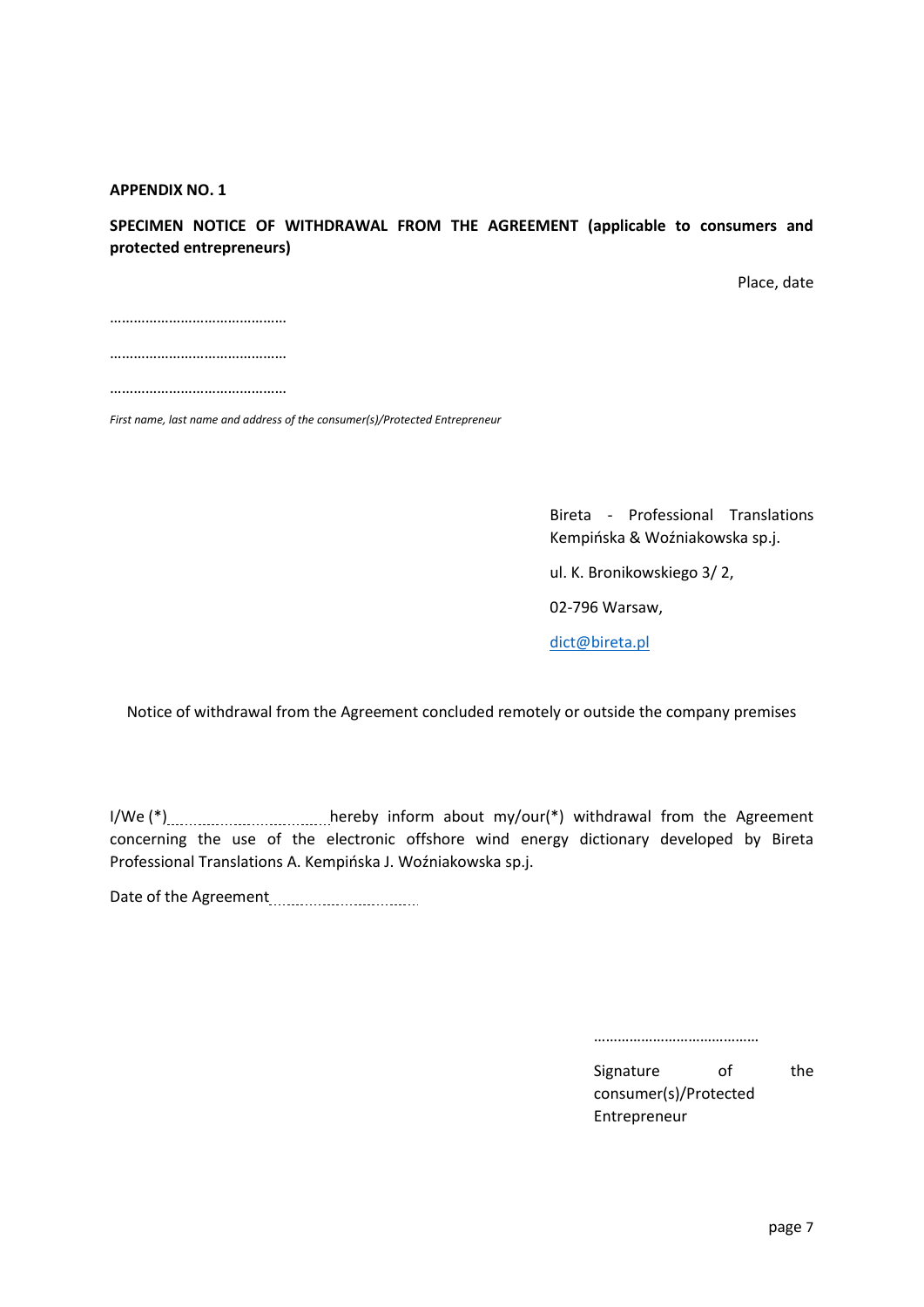**APPENDIX NO. 1**

**SPECIMEN NOTICE OF WITHDRAWAL FROM THE AGREEMENT (applicable to consumers and protected entrepreneurs)**

Place, date

………………………………………

………………………………………

………………………………………

*First name, last name and address of the consumer(s)/Protected Entrepreneur*

Bireta - Professional Translations Kempińska & Woźniakowska sp.j.

ul. K. Bronikowskiego 3/ 2,

02-796 Warsaw,

dict@bireta.pl

Notice of withdrawal from the Agreement concluded remotely or outside the company premises

I/We (*)………………………… hereby inform about my/our(*) withdrawal from the Agreement concerning the use of the electronic offshore wind energy dictionary developed by Bireta Professional Translations A. Kempińska J. Woźniakowska sp.j.

Date of the Agreement……………………………

……………………………………

Signature of the consumer(s)/Protected Entrepreneur